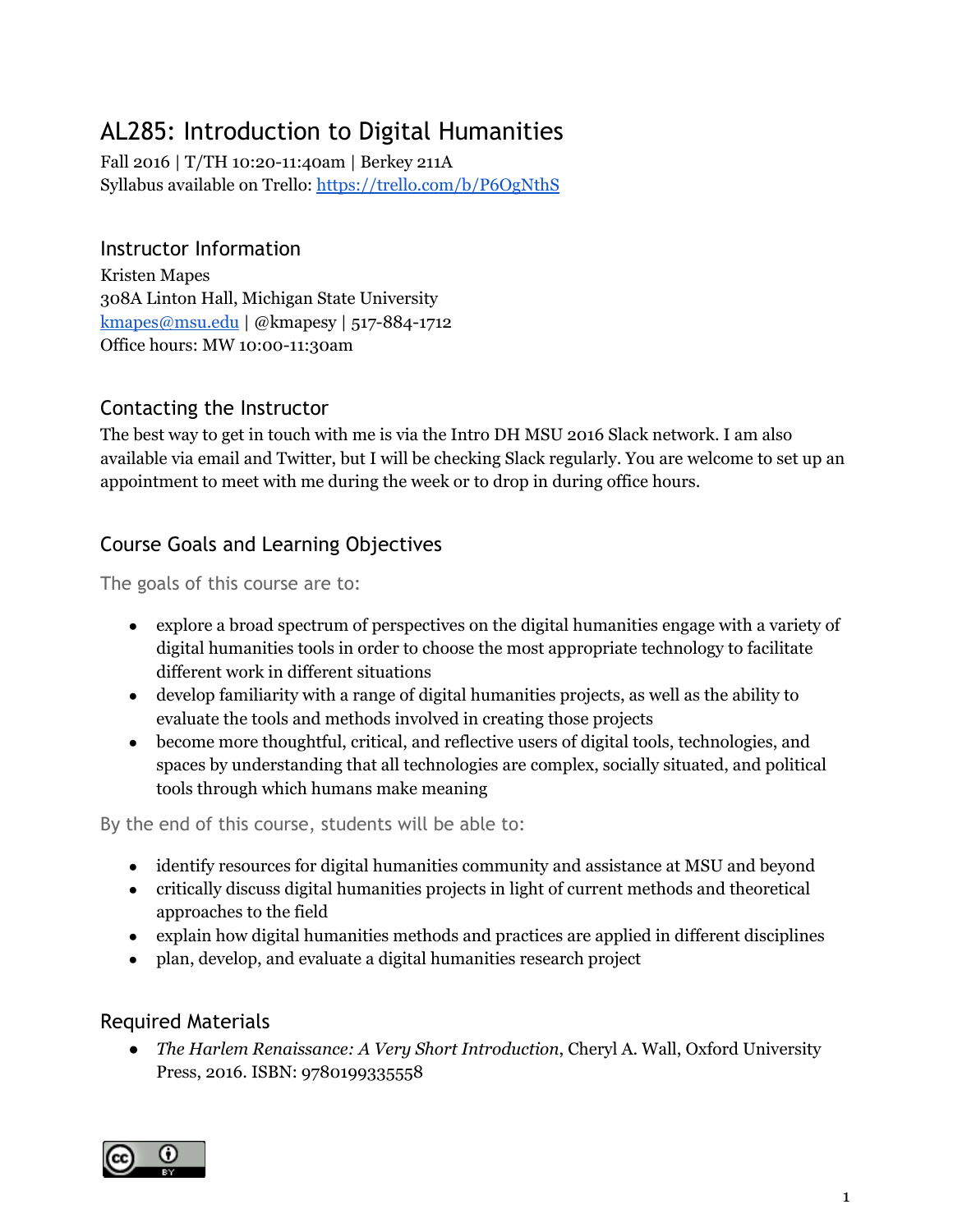# AL285: Introduction to Digital Humanities

Fall 2016 | T/TH 10:20-11:40am | Berkey 211A
Syllabus available on Trello: [https://trello.com/b/P6OgNthS](https://trello.com/b/P6OgNthS)

## Instructor Information

Kristen Mapes
308A Linton Hall, Michigan State University
[kmapes@msu.edu](mailto:kmapes@msu.edu) | @kmapesy | 517-884-1712
Office hours: MW 10:00-11:30am

## Contacting the Instructor

The best way to get in touch with me is via the Intro DH MSU 2016 Slack network. I am also available via email and Twitter, but I will be checking Slack regularly. You are welcome to set up an appointment to meet with me during the week or to drop in during office hours.

## Course Goals and Learning Objectives

The goals of this course are to:

- explore a broad spectrum of perspectives on the digital humanities engage with a variety of digital humanities tools in order to choose the most appropriate technology to facilitate different work in different situations
- develop familiarity with a range of digital humanities projects, as well as the ability to evaluate the tools and methods involved in creating those projects
- become more thoughtful, critical, and reflective users of digital tools, technologies, and spaces by understanding that all technologies are complex, socially situated, and political tools through which humans make meaning

By the end of this course, students will be able to:

- identify resources for digital humanities community and assistance at MSU and beyond
- critically discuss digital humanities projects in light of current methods and theoretical approaches to the field
- explain how digital humanities methods and practices are applied in different disciplines
- plan, develop, and evaluate a digital humanities research project

## Required Materials

- *The Harlem Renaissance: A Very Short Introduction*, Cheryl A. Wall, Oxford University Press, 2016. ISBN: 9780199335558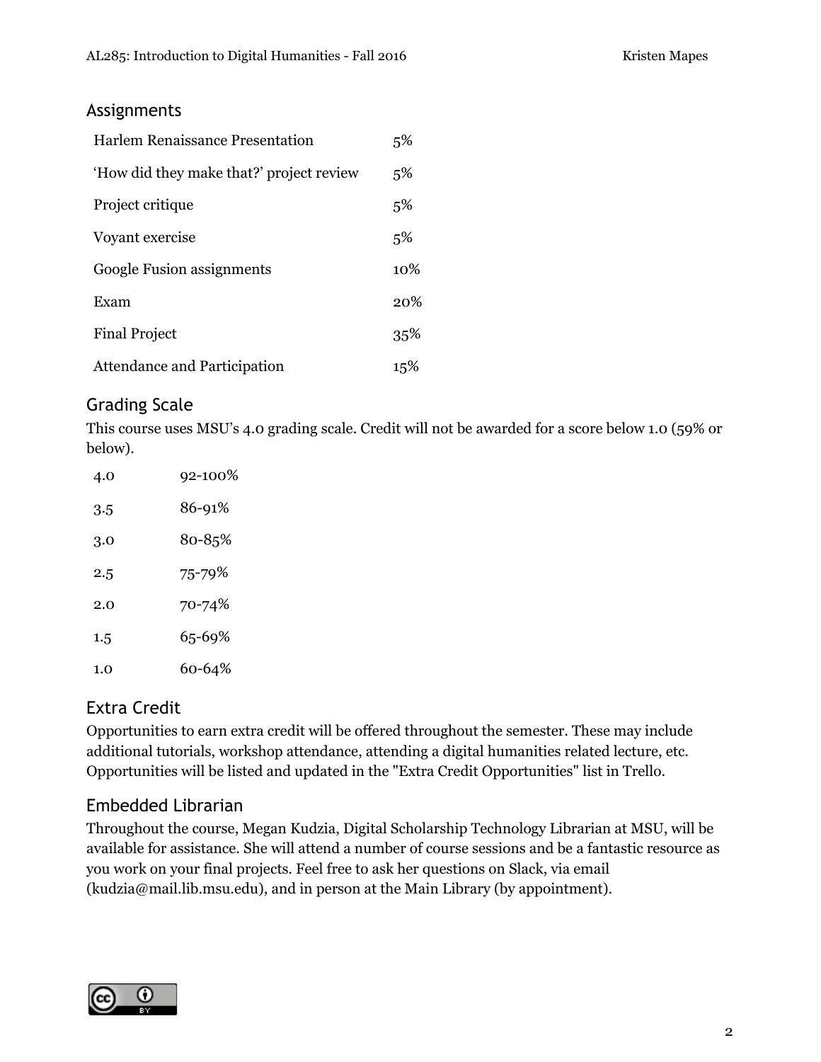## Assignments

| Assignment | Weight |
|---|---|
| Harlem Renaissance Presentation | 5% |
| 'How did they make that?' project review | 5% |
| Project critique | 5% |
| Voyant exercise | 5% |
| Google Fusion assignments | 10% |
| Exam | 20% |
| Final Project | 35% |
| Attendance and Participation | 15% |

## Grading Scale

This course uses MSU's 4.0 grading scale. Credit will not be awarded for a score below 1.0 (59% or below).

| Grade | Percentage |
|---|---|
| 4.0 | 92-100% |
| 3.5 | 86-91% |
| 3.0 | 80-85% |
| 2.5 | 75-79% |
| 2.0 | 70-74% |
| 1.5 | 65-69% |
| 1.0 | 60-64% |

## Extra Credit

Opportunities to earn extra credit will be offered throughout the semester. These may include additional tutorials, workshop attendance, attending a digital humanities related lecture, etc. Opportunities will be listed and updated in the "Extra Credit Opportunities" list in Trello.

## Embedded Librarian

Throughout the course, Megan Kudzia, Digital Scholarship Technology Librarian at MSU, will be available for assistance. She will attend a number of course sessions and be a fantastic resource as you work on your final projects. Feel free to ask her questions on Slack, via email (kudzia@mail.lib.msu.edu), and in person at the Main Library (by appointment).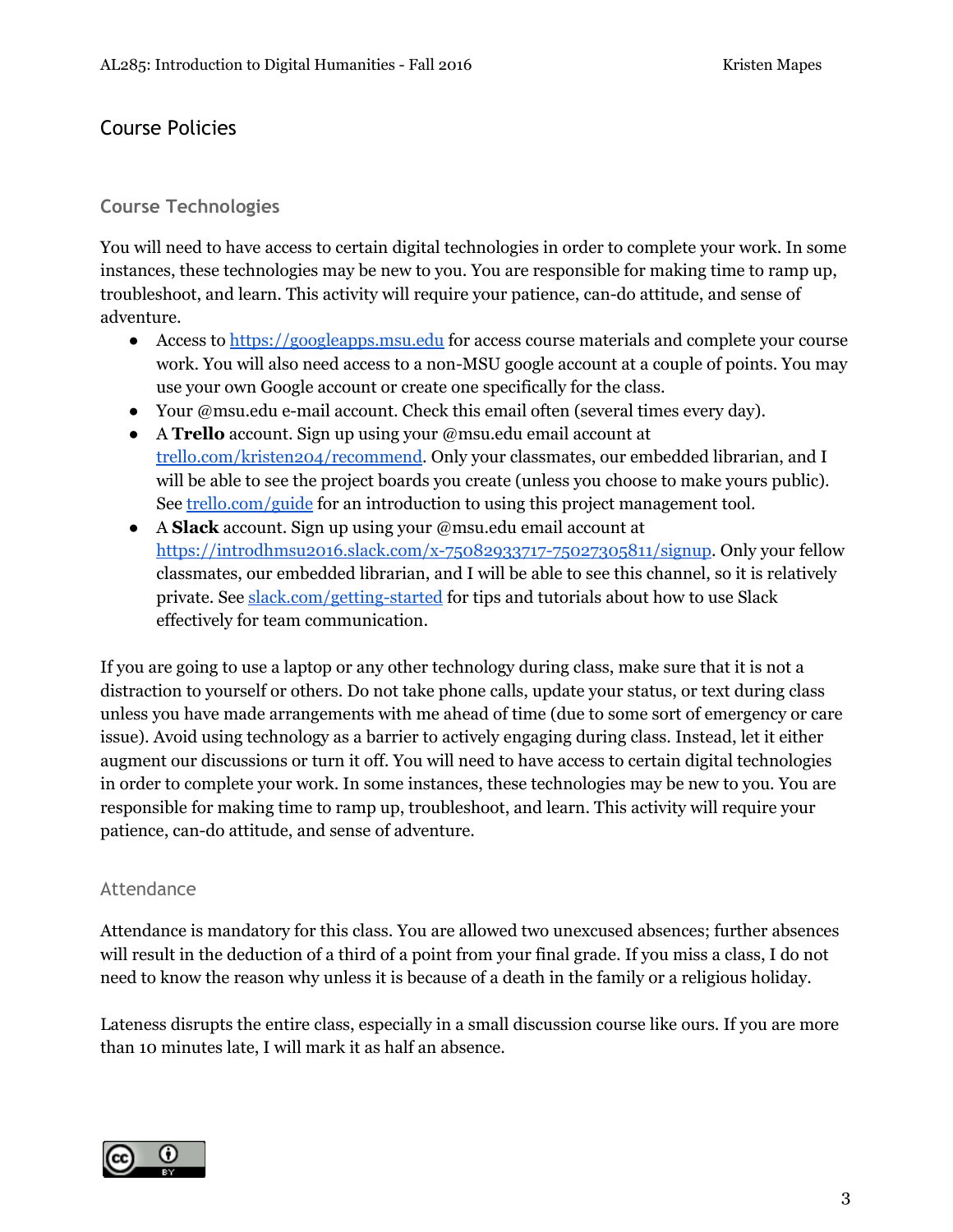## Course Policies

### Course Technologies

You will need to have access to certain digital technologies in order to complete your work. In some instances, these technologies may be new to you. You are responsible for making time to ramp up, troubleshoot, and learn. This activity will require your patience, can-do attitude, and sense of adventure.

- Access to [https://googleapps.msu.edu](https://googleapps.msu.edu) for access course materials and complete your course work. You will also need access to a non-MSU google account at a couple of points. You may use your own Google account or create one specifically for the class.
- Your @msu.edu e-mail account. Check this email often (several times every day).
- A **Trello** account. Sign up using your @msu.edu email account at [trello.com/kristen204/recommend](trello.com/kristen204/recommend). Only your classmates, our embedded librarian, and I will be able to see the project boards you create (unless you choose to make yours public). See [trello.com/guide](trello.com/guide) for an introduction to using this project management tool.
- A **Slack** account. Sign up using your @msu.edu email account at [https://introdhmsu2016.slack.com/x-75082933717-75027305811/signup](https://introdhmsu2016.slack.com/x-75082933717-75027305811/signup). Only your fellow classmates, our embedded librarian, and I will be able to see this channel, so it is relatively private. See [slack.com/getting-started](slack.com/getting-started) for tips and tutorials about how to use Slack effectively for team communication.

If you are going to use a laptop or any other technology during class, make sure that it is not a distraction to yourself or others. Do not take phone calls, update your status, or text during class unless you have made arrangements with me ahead of time (due to some sort of emergency or care issue). Avoid using technology as a barrier to actively engaging during class. Instead, let it either augment our discussions or turn it off. You will need to have access to certain digital technologies in order to complete your work. In some instances, these technologies may be new to you. You are responsible for making time to ramp up, troubleshoot, and learn. This activity will require your patience, can-do attitude, and sense of adventure.

### Attendance

Attendance is mandatory for this class. You are allowed two unexcused absences; further absences will result in the deduction of a third of a point from your final grade. If you miss a class, I do not need to know the reason why unless it is because of a death in the family or a religious holiday.

Lateness disrupts the entire class, especially in a small discussion course like ours. If you are more than 10 minutes late, I will mark it as half an absence.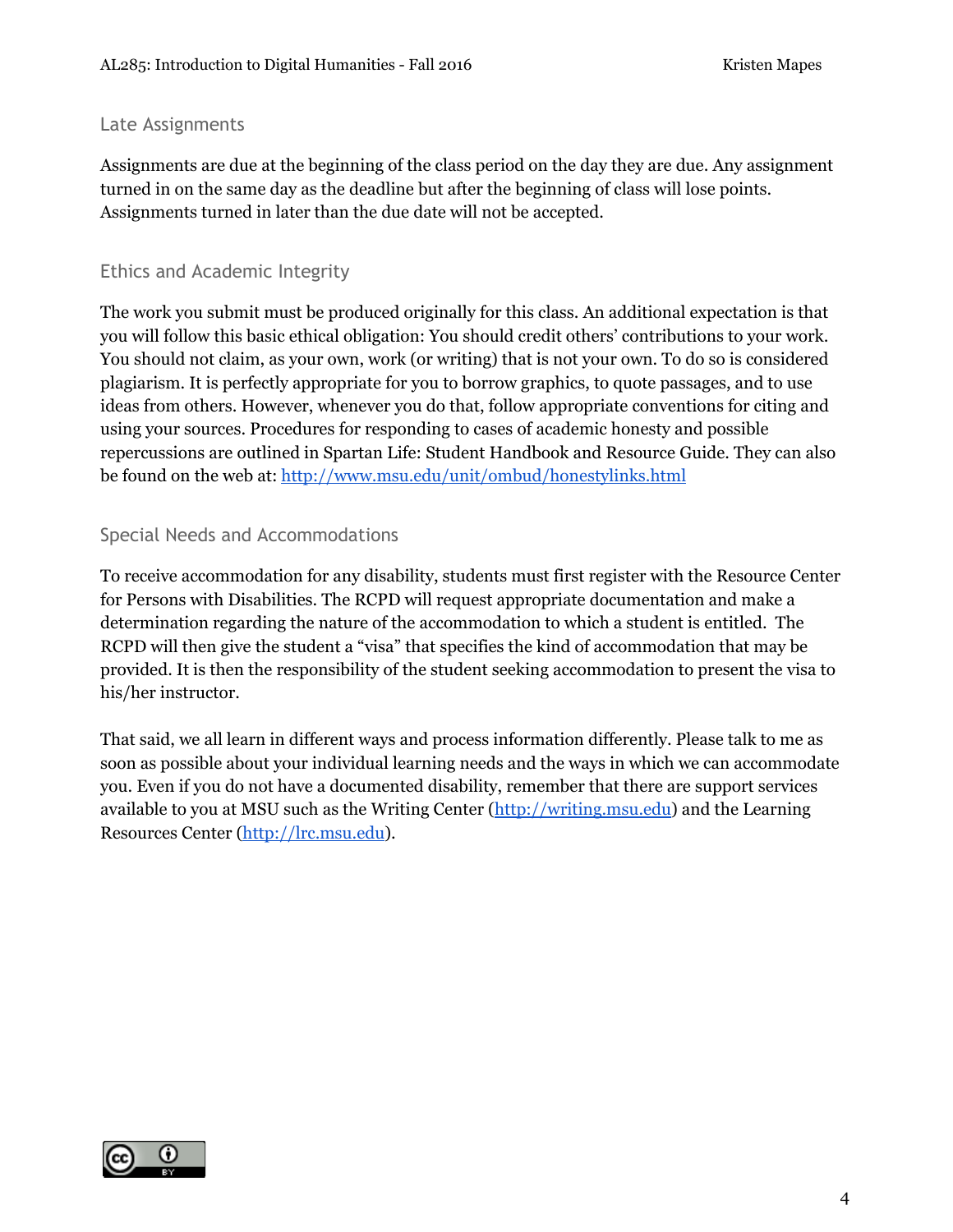## Late Assignments

Assignments are due at the beginning of the class period on the day they are due. Any assignment turned in on the same day as the deadline but after the beginning of class will lose points. Assignments turned in later than the due date will not be accepted.

## Ethics and Academic Integrity

The work you submit must be produced originally for this class. An additional expectation is that you will follow this basic ethical obligation: You should credit others' contributions to your work. You should not claim, as your own, work (or writing) that is not your own. To do so is considered plagiarism. It is perfectly appropriate for you to borrow graphics, to quote passages, and to use ideas from others. However, whenever you do that, follow appropriate conventions for citing and using your sources. Procedures for responding to cases of academic honesty and possible repercussions are outlined in Spartan Life: Student Handbook and Resource Guide. They can also be found on the web at: [http://www.msu.edu/unit/ombud/honestylinks.html](http://www.msu.edu/unit/ombud/honestylinks.html)

## Special Needs and Accommodations

To receive accommodation for any disability, students must first register with the Resource Center for Persons with Disabilities. The RCPD will request appropriate documentation and make a determination regarding the nature of the accommodation to which a student is entitled. The RCPD will then give the student a "visa" that specifies the kind of accommodation that may be provided. It is then the responsibility of the student seeking accommodation to present the visa to his/her instructor.

That said, we all learn in different ways and process information differently. Please talk to me as soon as possible about your individual learning needs and the ways in which we can accommodate you. Even if you do not have a documented disability, remember that there are support services available to you at MSU such as the Writing Center ([http://writing.msu.edu](http://writing.msu.edu)) and the Learning Resources Center ([http://lrc.msu.edu](http://lrc.msu.edu)).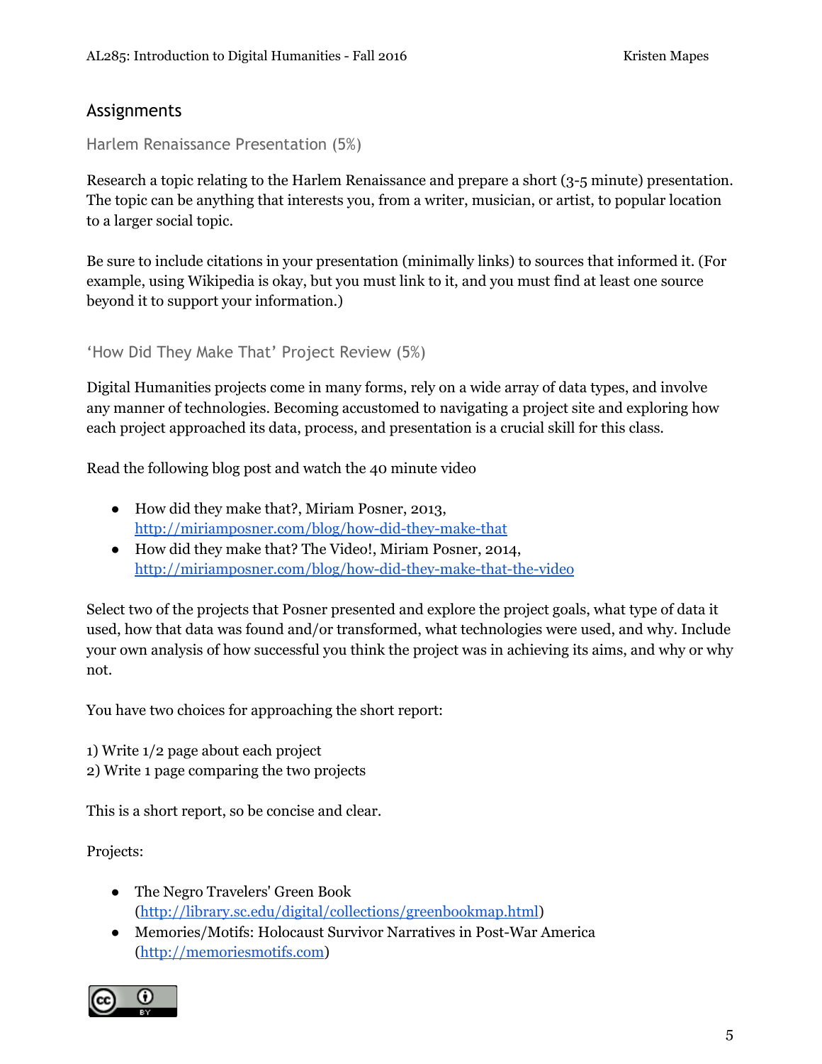## Assignments

### Harlem Renaissance Presentation (5%)

Research a topic relating to the Harlem Renaissance and prepare a short (3-5 minute) presentation. The topic can be anything that interests you, from a writer, musician, or artist, to popular location to a larger social topic.

Be sure to include citations in your presentation (minimally links) to sources that informed it. (For example, using Wikipedia is okay, but you must link to it, and you must find at least one source beyond it to support your information.)

### 'How Did They Make That' Project Review (5%)

Digital Humanities projects come in many forms, rely on a wide array of data types, and involve any manner of technologies. Becoming accustomed to navigating a project site and exploring how each project approached its data, process, and presentation is a crucial skill for this class.

Read the following blog post and watch the 40 minute video

- How did they make that?, Miriam Posner, 2013, http://miriamposner.com/blog/how-did-they-make-that
- How did they make that? The Video!, Miriam Posner, 2014, http://miriamposner.com/blog/how-did-they-make-that-the-video

Select two of the projects that Posner presented and explore the project goals, what type of data it used, how that data was found and/or transformed, what technologies were used, and why. Include your own analysis of how successful you think the project was in achieving its aims, and why or why not.

You have two choices for approaching the short report:

1) Write 1/2 page about each project
2) Write 1 page comparing the two projects

This is a short report, so be concise and clear.

Projects:

- The Negro Travelers' Green Book (http://library.sc.edu/digital/collections/greenbookmap.html)
- Memories/Motifs: Holocaust Survivor Narratives in Post-War America (http://memoriesmotifs.com)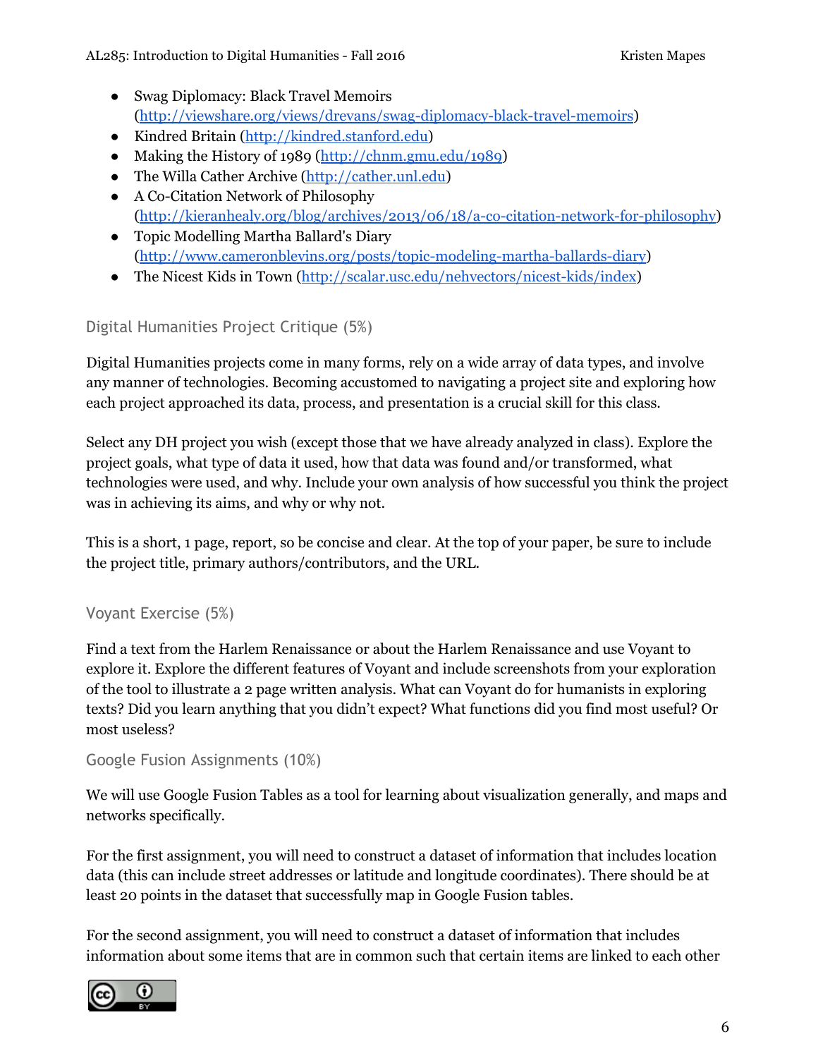- Swag Diplomacy: Black Travel Memoirs (http://viewshare.org/views/drevans/swag-diplomacy-black-travel-memoirs)
- Kindred Britain (http://kindred.stanford.edu)
- Making the History of 1989 (http://chnm.gmu.edu/1989)
- The Willa Cather Archive (http://cather.unl.edu)
- A Co-Citation Network of Philosophy (http://kieranhealy.org/blog/archives/2013/06/18/a-co-citation-network-for-philosophy)
- Topic Modelling Martha Ballard's Diary (http://www.cameronblevins.org/posts/topic-modeling-martha-ballards-diary)
- The Nicest Kids in Town (http://scalar.usc.edu/nehvectors/nicest-kids/index)

### Digital Humanities Project Critique (5%)

Digital Humanities projects come in many forms, rely on a wide array of data types, and involve any manner of technologies. Becoming accustomed to navigating a project site and exploring how each project approached its data, process, and presentation is a crucial skill for this class.

Select any DH project you wish (except those that we have already analyzed in class). Explore the project goals, what type of data it used, how that data was found and/or transformed, what technologies were used, and why. Include your own analysis of how successful you think the project was in achieving its aims, and why or why not.

This is a short, 1 page, report, so be concise and clear. At the top of your paper, be sure to include the project title, primary authors/contributors, and the URL.

### Voyant Exercise (5%)

Find a text from the Harlem Renaissance or about the Harlem Renaissance and use Voyant to explore it. Explore the different features of Voyant and include screenshots from your exploration of the tool to illustrate a 2 page written analysis. What can Voyant do for humanists in exploring texts? Did you learn anything that you didn't expect? What functions did you find most useful? Or most useless?

### Google Fusion Assignments (10%)

We will use Google Fusion Tables as a tool for learning about visualization generally, and maps and networks specifically.

For the first assignment, you will need to construct a dataset of information that includes location data (this can include street addresses or latitude and longitude coordinates). There should be at least 20 points in the dataset that successfully map in Google Fusion tables.

For the second assignment, you will need to construct a dataset of information that includes information about some items that are in common such that certain items are linked to each other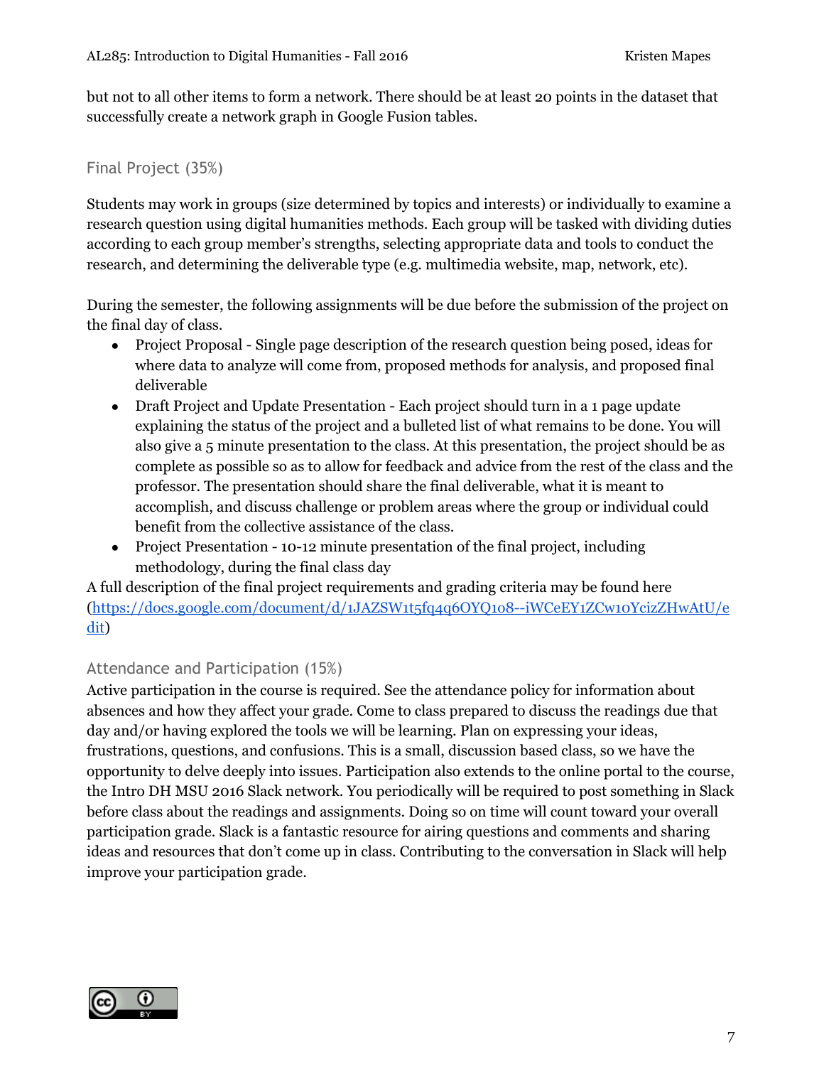but not to all other items to form a network. There should be at least 20 points in the dataset that successfully create a network graph in Google Fusion tables.

### Final Project (35%)

Students may work in groups (size determined by topics and interests) or individually to examine a research question using digital humanities methods. Each group will be tasked with dividing duties according to each group member's strengths, selecting appropriate data and tools to conduct the research, and determining the deliverable type (e.g. multimedia website, map, network, etc).

During the semester, the following assignments will be due before the submission of the project on the final day of class.

- Project Proposal - Single page description of the research question being posed, ideas for where data to analyze will come from, proposed methods for analysis, and proposed final deliverable
- Draft Project and Update Presentation - Each project should turn in a 1 page update explaining the status of the project and a bulleted list of what remains to be done. You will also give a 5 minute presentation to the class. At this presentation, the project should be as complete as possible so as to allow for feedback and advice from the rest of the class and the professor. The presentation should share the final deliverable, what it is meant to accomplish, and discuss challenge or problem areas where the group or individual could benefit from the collective assistance of the class.
- Project Presentation - 10-12 minute presentation of the final project, including methodology, during the final class day

A full description of the final project requirements and grading criteria may be found here (https://docs.google.com/document/d/1JAZSW1t5fq4q6OYQ108--iWCeEY1ZCw10YcizZHwAtU/edit)

### Attendance and Participation (15%)

Active participation in the course is required. See the attendance policy for information about absences and how they affect your grade. Come to class prepared to discuss the readings due that day and/or having explored the tools we will be learning. Plan on expressing your ideas, frustrations, questions, and confusions. This is a small, discussion based class, so we have the opportunity to delve deeply into issues. Participation also extends to the online portal to the course, the Intro DH MSU 2016 Slack network. You periodically will be required to post something in Slack before class about the readings and assignments. Doing so on time will count toward your overall participation grade. Slack is a fantastic resource for airing questions and comments and sharing ideas and resources that don't come up in class. Contributing to the conversation in Slack will help improve your participation grade.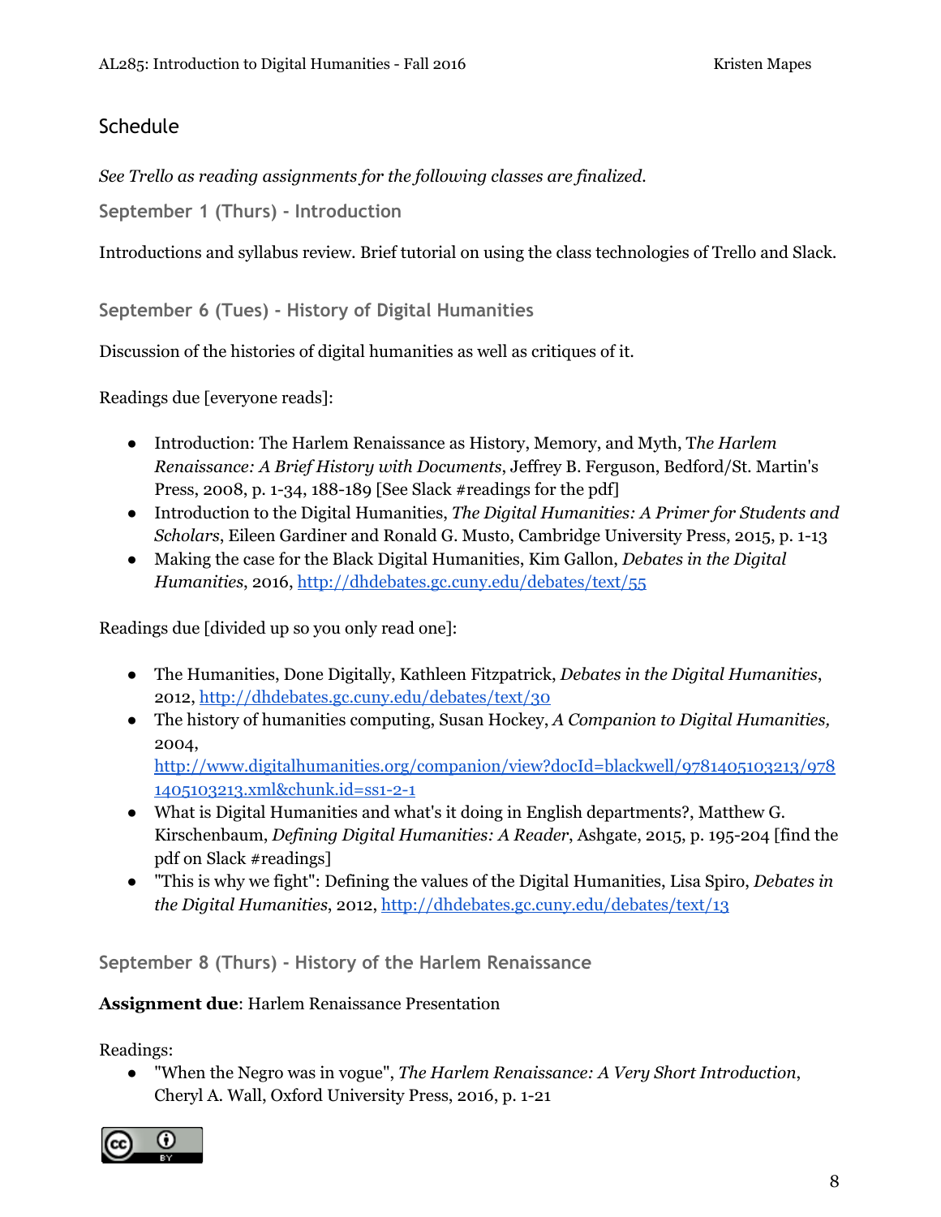## Schedule

*See Trello as reading assignments for the following classes are finalized.*

### September 1 (Thurs) - Introduction

Introductions and syllabus review. Brief tutorial on using the class technologies of Trello and Slack.

### September 6 (Tues) - History of Digital Humanities

Discussion of the histories of digital humanities as well as critiques of it.

Readings due [everyone reads]:

- Introduction: The Harlem Renaissance as History, Memory, and Myth, T*he Harlem Renaissance: A Brief History with Documents*, Jeffrey B. Ferguson, Bedford/St. Martin's Press, 2008, p. 1-34, 188-189 [See Slack #readings for the pdf]
- Introduction to the Digital Humanities, *The Digital Humanities: A Primer for Students and Scholars*, Eileen Gardiner and Ronald G. Musto, Cambridge University Press, 2015, p. 1-13
- Making the case for the Black Digital Humanities, Kim Gallon, *Debates in the Digital Humanities*, 2016, http://dhdebates.gc.cuny.edu/debates/text/55

Readings due [divided up so you only read one]:

- The Humanities, Done Digitally, Kathleen Fitzpatrick, *Debates in the Digital Humanities*, 2012, http://dhdebates.gc.cuny.edu/debates/text/30
- The history of humanities computing, Susan Hockey, *A Companion to Digital Humanities,* 2004, http://www.digitalhumanities.org/companion/view?docId=blackwell/9781405103213/9781405103213.xml&chunk.id=ss1-2-1
- What is Digital Humanities and what's it doing in English departments?, Matthew G. Kirschenbaum, *Defining Digital Humanities: A Reader*, Ashgate, 2015, p. 195-204 [find the pdf on Slack #readings]
- "This is why we fight": Defining the values of the Digital Humanities, Lisa Spiro, *Debates in the Digital Humanities*, 2012, http://dhdebates.gc.cuny.edu/debates/text/13

### September 8 (Thurs) - History of the Harlem Renaissance

**Assignment due**: Harlem Renaissance Presentation

Readings:

- "When the Negro was in vogue", *The Harlem Renaissance: A Very Short Introduction*, Cheryl A. Wall, Oxford University Press, 2016, p. 1-21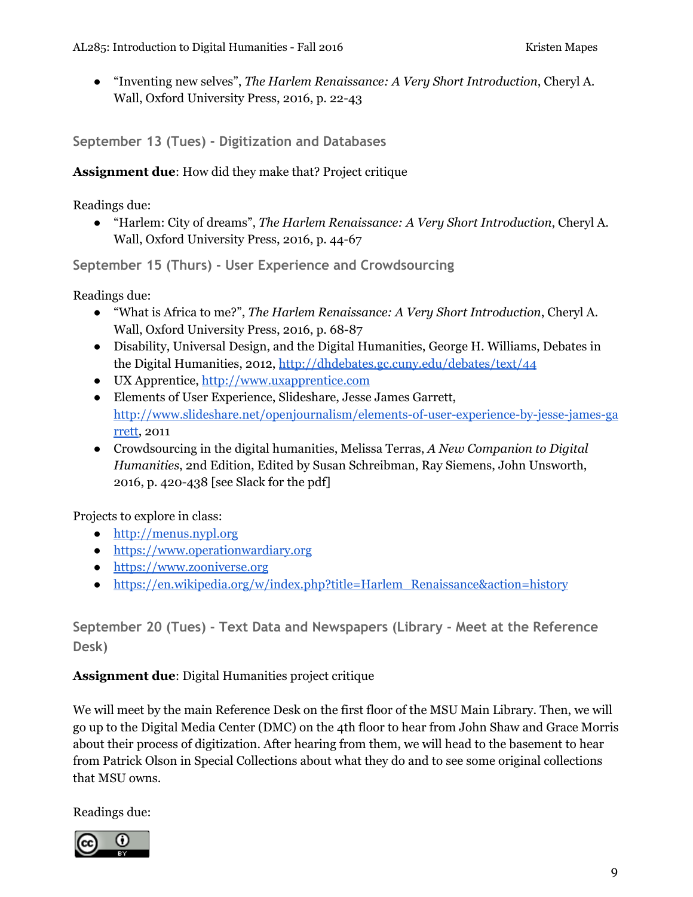- "Inventing new selves", *The Harlem Renaissance: A Very Short Introduction*, Cheryl A. Wall, Oxford University Press, 2016, p. 22-43

### September 13 (Tues) - Digitization and Databases

**Assignment due**: How did they make that? Project critique

Readings due:

- "Harlem: City of dreams", *The Harlem Renaissance: A Very Short Introduction*, Cheryl A. Wall, Oxford University Press, 2016, p. 44-67

### September 15 (Thurs) - User Experience and Crowdsourcing

Readings due:

- "What is Africa to me?", *The Harlem Renaissance: A Very Short Introduction*, Cheryl A. Wall, Oxford University Press, 2016, p. 68-87
- Disability, Universal Design, and the Digital Humanities, George H. Williams, Debates in the Digital Humanities, 2012, [http://dhdebates.gc.cuny.edu/debates/text/44](http://dhdebates.gc.cuny.edu/debates/text/44)
- UX Apprentice, [http://www.uxapprentice.com](http://www.uxapprentice.com)
- Elements of User Experience, Slideshare, Jesse James Garrett, [http://www.slideshare.net/openjournalism/elements-of-user-experience-by-jesse-james-garrett](http://www.slideshare.net/openjournalism/elements-of-user-experience-by-jesse-james-garrett), 2011
- Crowdsourcing in the digital humanities, Melissa Terras, *A New Companion to Digital Humanities*, 2nd Edition, Edited by Susan Schreibman, Ray Siemens, John Unsworth, 2016, p. 420-438 [see Slack for the pdf]

Projects to explore in class:

- [http://menus.nypl.org](http://menus.nypl.org)
- [https://www.operationwardiary.org](https://www.operationwardiary.org)
- [https://www.zooniverse.org](https://www.zooniverse.org)
- [https://en.wikipedia.org/w/index.php?title=Harlem_Renaissance&action=history](https://en.wikipedia.org/w/index.php?title=Harlem_Renaissance&action=history)

### September 20 (Tues) - Text Data and Newspapers (Library - Meet at the Reference Desk)

**Assignment due**: Digital Humanities project critique

We will meet by the main Reference Desk on the first floor of the MSU Main Library. Then, we will go up to the Digital Media Center (DMC) on the 4th floor to hear from John Shaw and Grace Morris about their process of digitization. After hearing from them, we will head to the basement to hear from Patrick Olson in Special Collections about what they do and to see some original collections that MSU owns.

Readings due: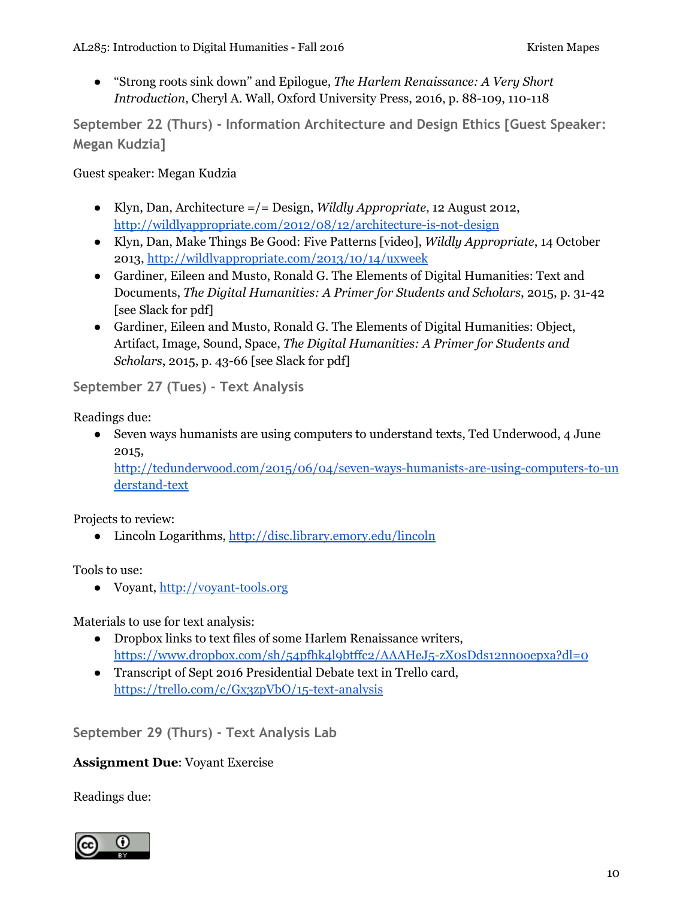- "Strong roots sink down" and Epilogue, *The Harlem Renaissance: A Very Short Introduction*, Cheryl A. Wall, Oxford University Press, 2016, p. 88-109, 110-118

### September 22 (Thurs) - Information Architecture and Design Ethics [Guest Speaker: Megan Kudzia]

Guest speaker: Megan Kudzia

- Klyn, Dan, Architecture =/= Design, *Wildly Appropriate*, 12 August 2012, http://wildlyappropriate.com/2012/08/12/architecture-is-not-design
- Klyn, Dan, Make Things Be Good: Five Patterns [video], *Wildly Appropriate*, 14 October 2013, http://wildlyappropriate.com/2013/10/14/uxweek
- Gardiner, Eileen and Musto, Ronald G. The Elements of Digital Humanities: Text and Documents, *The Digital Humanities: A Primer for Students and Scholars*, 2015, p. 31-42 [see Slack for pdf]
- Gardiner, Eileen and Musto, Ronald G. The Elements of Digital Humanities: Object, Artifact, Image, Sound, Space, *The Digital Humanities: A Primer for Students and Scholars*, 2015, p. 43-66 [see Slack for pdf]

### September 27 (Tues) - Text Analysis

Readings due:

- Seven ways humanists are using computers to understand texts, Ted Underwood, 4 June 2015, http://tedunderwood.com/2015/06/04/seven-ways-humanists-are-using-computers-to-understand-text

Projects to review:

- Lincoln Logarithms, http://disc.library.emory.edu/lincoln

Tools to use:

- Voyant, http://voyant-tools.org

Materials to use for text analysis:

- Dropbox links to text files of some Harlem Renaissance writers, https://www.dropbox.com/sh/54pfhk4l9btffc2/AAAHeJ5-zXosDds12nn0oepxa?dl=0
- Transcript of Sept 2016 Presidential Debate text in Trello card, https://trello.com/c/Gx3zpVbO/15-text-analysis

### September 29 (Thurs) - Text Analysis Lab

**Assignment Due**: Voyant Exercise

Readings due: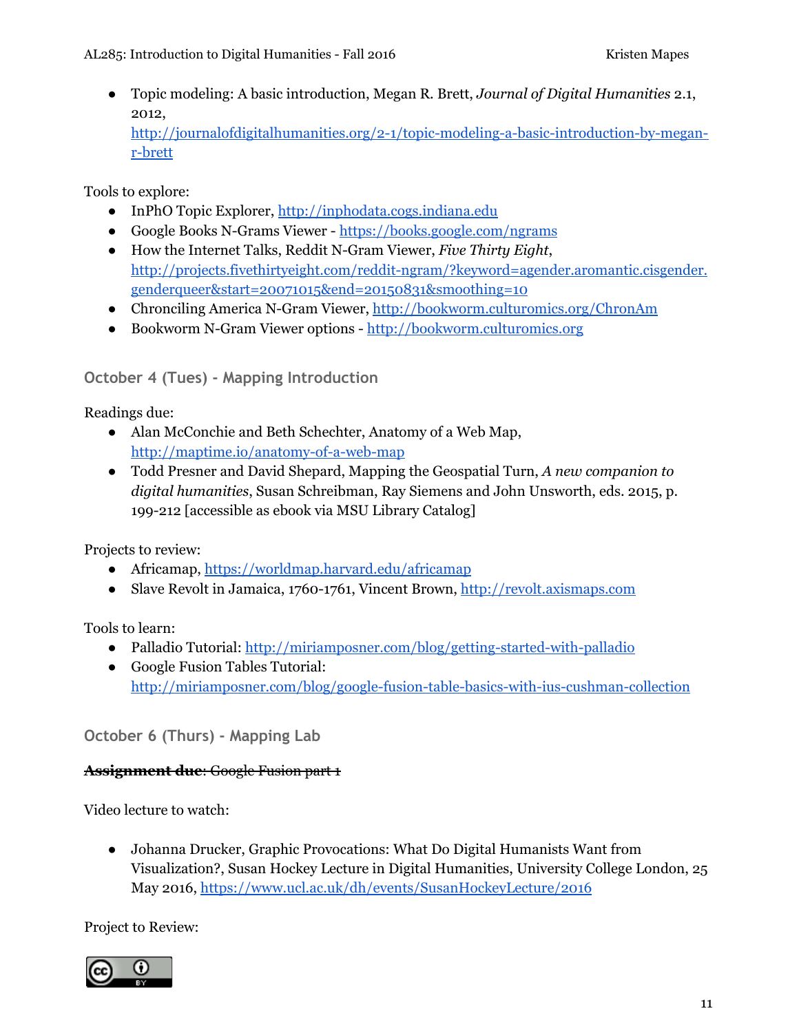- Topic modeling: A basic introduction, Megan R. Brett, *Journal of Digital Humanities* 2.1, 2012, [http://journalofdigitalhumanities.org/2-1/topic-modeling-a-basic-introduction-by-megan-r-brett](http://journalofdigitalhumanities.org/2-1/topic-modeling-a-basic-introduction-by-megan-r-brett)

Tools to explore:

- InPhO Topic Explorer, [http://inphodata.cogs.indiana.edu](http://inphodata.cogs.indiana.edu)
- Google Books N-Grams Viewer - [https://books.google.com/ngrams](https://books.google.com/ngrams)
- How the Internet Talks, Reddit N-Gram Viewer, *Five Thirty Eight*, [http://projects.fivethirtyeight.com/reddit-ngram/?keyword=agender.aromantic.cisgender.genderqueer&start=20071015&end=20150831&smoothing=10](http://projects.fivethirtyeight.com/reddit-ngram/?keyword=agender.aromantic.cisgender.genderqueer&start=20071015&end=20150831&smoothing=10)
- Chronciling America N-Gram Viewer, [http://bookworm.culturomics.org/ChronAm](http://bookworm.culturomics.org/ChronAm)
- Bookworm N-Gram Viewer options - [http://bookworm.culturomics.org](http://bookworm.culturomics.org)

### October 4 (Tues) - Mapping Introduction

Readings due:

- Alan McConchie and Beth Schechter, Anatomy of a Web Map, [http://maptime.io/anatomy-of-a-web-map](http://maptime.io/anatomy-of-a-web-map)
- Todd Presner and David Shepard, Mapping the Geospatial Turn, *A new companion to digital humanities*, Susan Schreibman, Ray Siemens and John Unsworth, eds. 2015, p. 199-212 [accessible as ebook via MSU Library Catalog]

Projects to review:

- Africamap, [https://worldmap.harvard.edu/africamap](https://worldmap.harvard.edu/africamap)
- Slave Revolt in Jamaica, 1760-1761, Vincent Brown, [http://revolt.axismaps.com](http://revolt.axismaps.com)

Tools to learn:

- Palladio Tutorial: [http://miriamposner.com/blog/getting-started-with-palladio](http://miriamposner.com/blog/getting-started-with-palladio)
- Google Fusion Tables Tutorial: [http://miriamposner.com/blog/google-fusion-table-basics-with-ius-cushman-collection](http://miriamposner.com/blog/google-fusion-table-basics-with-ius-cushman-collection)

### October 6 (Thurs) - Mapping Lab

~~**Assignment due**: Google Fusion part 1~~

Video lecture to watch:

- Johanna Drucker, Graphic Provocations: What Do Digital Humanists Want from Visualization?, Susan Hockey Lecture in Digital Humanities, University College London, 25 May 2016, [https://www.ucl.ac.uk/dh/events/SusanHockeyLecture/2016](https://www.ucl.ac.uk/dh/events/SusanHockeyLecture/2016)

Project to Review: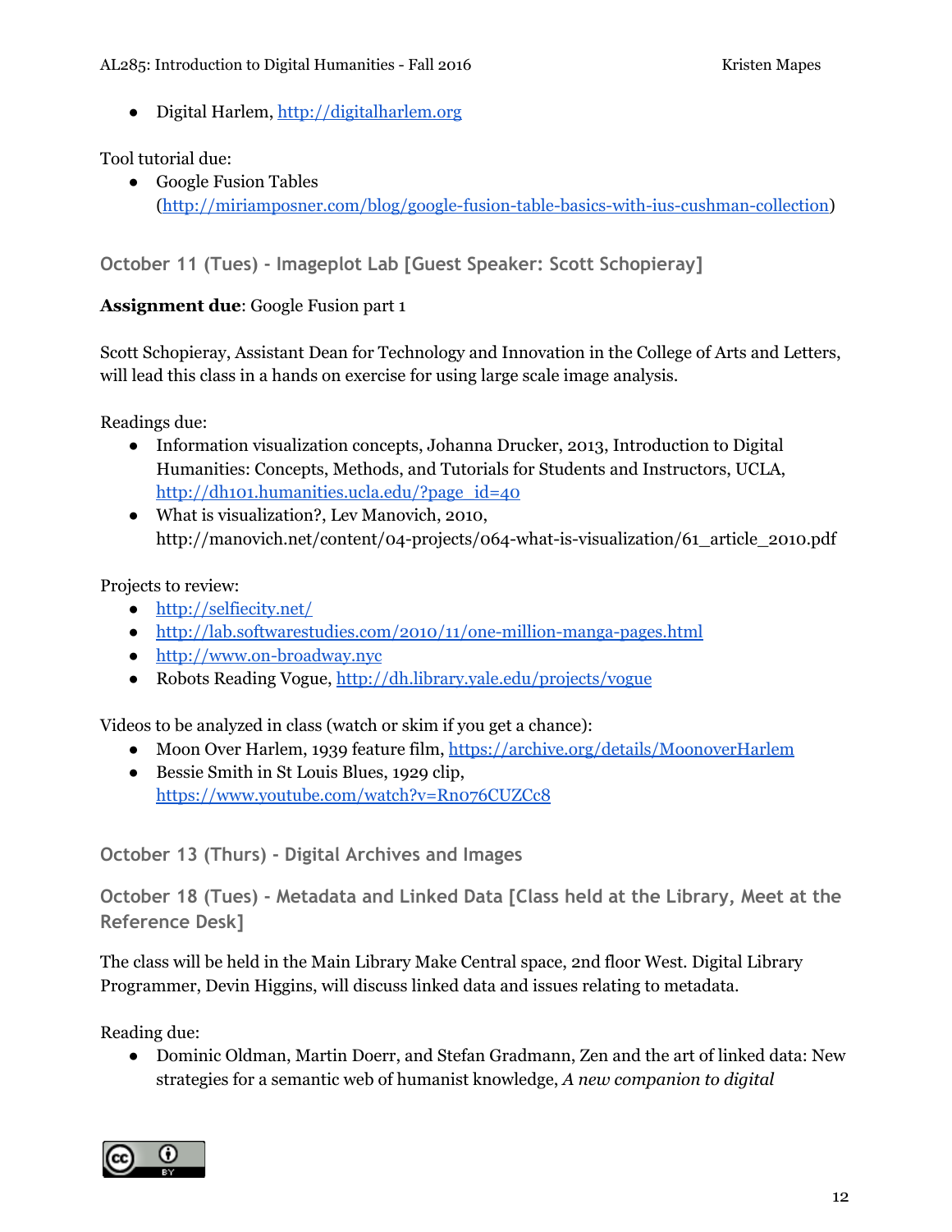- Digital Harlem, http://digitalharlem.org

Tool tutorial due:

- Google Fusion Tables (http://miriamposner.com/blog/google-fusion-table-basics-with-ius-cushman-collection)

### October 11 (Tues) - Imageplot Lab [Guest Speaker: Scott Schopieray]

**Assignment due**: Google Fusion part 1

Scott Schopieray, Assistant Dean for Technology and Innovation in the College of Arts and Letters, will lead this class in a hands on exercise for using large scale image analysis.

Readings due:

- Information visualization concepts, Johanna Drucker, 2013, Introduction to Digital Humanities: Concepts, Methods, and Tutorials for Students and Instructors, UCLA, http://dh101.humanities.ucla.edu/?page_id=40
- What is visualization?, Lev Manovich, 2010, http://manovich.net/content/04-projects/064-what-is-visualization/61_article_2010.pdf

Projects to review:

- http://selfiecity.net/
- http://lab.softwarestudies.com/2010/11/one-million-manga-pages.html
- http://www.on-broadway.nyc
- Robots Reading Vogue, http://dh.library.yale.edu/projects/vogue

Videos to be analyzed in class (watch or skim if you get a chance):

- Moon Over Harlem, 1939 feature film, https://archive.org/details/MoonoverHarlem
- Bessie Smith in St Louis Blues, 1929 clip, https://www.youtube.com/watch?v=Rn076CUZCc8

### October 13 (Thurs) - Digital Archives and Images

### October 18 (Tues) - Metadata and Linked Data [Class held at the Library, Meet at the Reference Desk]

The class will be held in the Main Library Make Central space, 2nd floor West. Digital Library Programmer, Devin Higgins, will discuss linked data and issues relating to metadata.

Reading due:

- Dominic Oldman, Martin Doerr, and Stefan Gradmann, Zen and the art of linked data: New strategies for a semantic web of humanist knowledge, *A new companion to digital*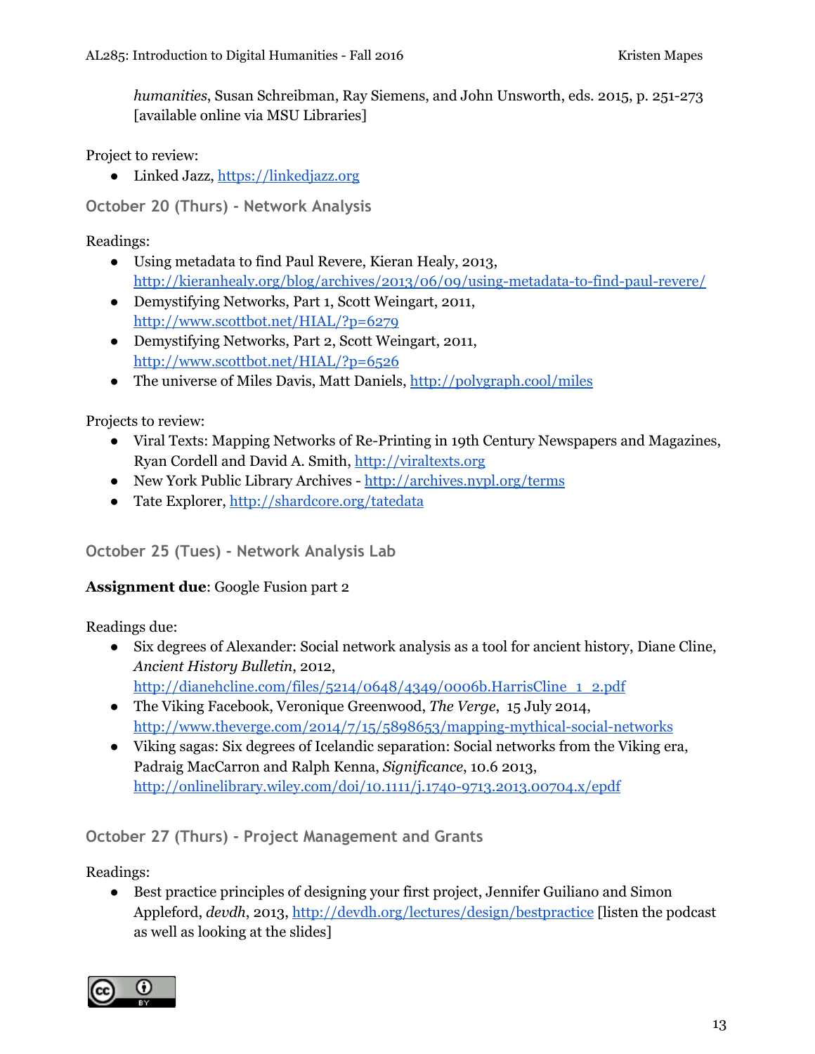*humanities*, Susan Schreibman, Ray Siemens, and John Unsworth, eds. 2015, p. 251-273 [available online via MSU Libraries]

Project to review:

- Linked Jazz, https://linkedjazz.org

### October 20 (Thurs) - Network Analysis

Readings:

- Using metadata to find Paul Revere, Kieran Healy, 2013, http://kieranhealy.org/blog/archives/2013/06/09/using-metadata-to-find-paul-revere/
- Demystifying Networks, Part 1, Scott Weingart, 2011, http://www.scottbot.net/HIAL/?p=6279
- Demystifying Networks, Part 2, Scott Weingart, 2011, http://www.scottbot.net/HIAL/?p=6526
- The universe of Miles Davis, Matt Daniels, http://polygraph.cool/miles

Projects to review:

- Viral Texts: Mapping Networks of Re-Printing in 19th Century Newspapers and Magazines, Ryan Cordell and David A. Smith, http://viraltexts.org
- New York Public Library Archives - http://archives.nypl.org/terms
- Tate Explorer, http://shardcore.org/tatedata

### October 25 (Tues) - Network Analysis Lab

**Assignment due**: Google Fusion part 2

Readings due:

- Six degrees of Alexander: Social network analysis as a tool for ancient history, Diane Cline, *Ancient History Bulletin*, 2012, http://dianehcline.com/files/5214/0648/4349/0006b.HarrisCline_1_2.pdf
- The Viking Facebook, Veronique Greenwood, *The Verge*, 15 July 2014, http://www.theverge.com/2014/7/15/5898653/mapping-mythical-social-networks
- Viking sagas: Six degrees of Icelandic separation: Social networks from the Viking era, Padraig MacCarron and Ralph Kenna, *Significance*, 10.6 2013, http://onlinelibrary.wiley.com/doi/10.1111/j.1740-9713.2013.00704.x/epdf

### October 27 (Thurs) - Project Management and Grants

Readings:

- Best practice principles of designing your first project, Jennifer Guiliano and Simon Appleford, *devdh*, 2013, http://devdh.org/lectures/design/bestpractice [listen the podcast as well as looking at the slides]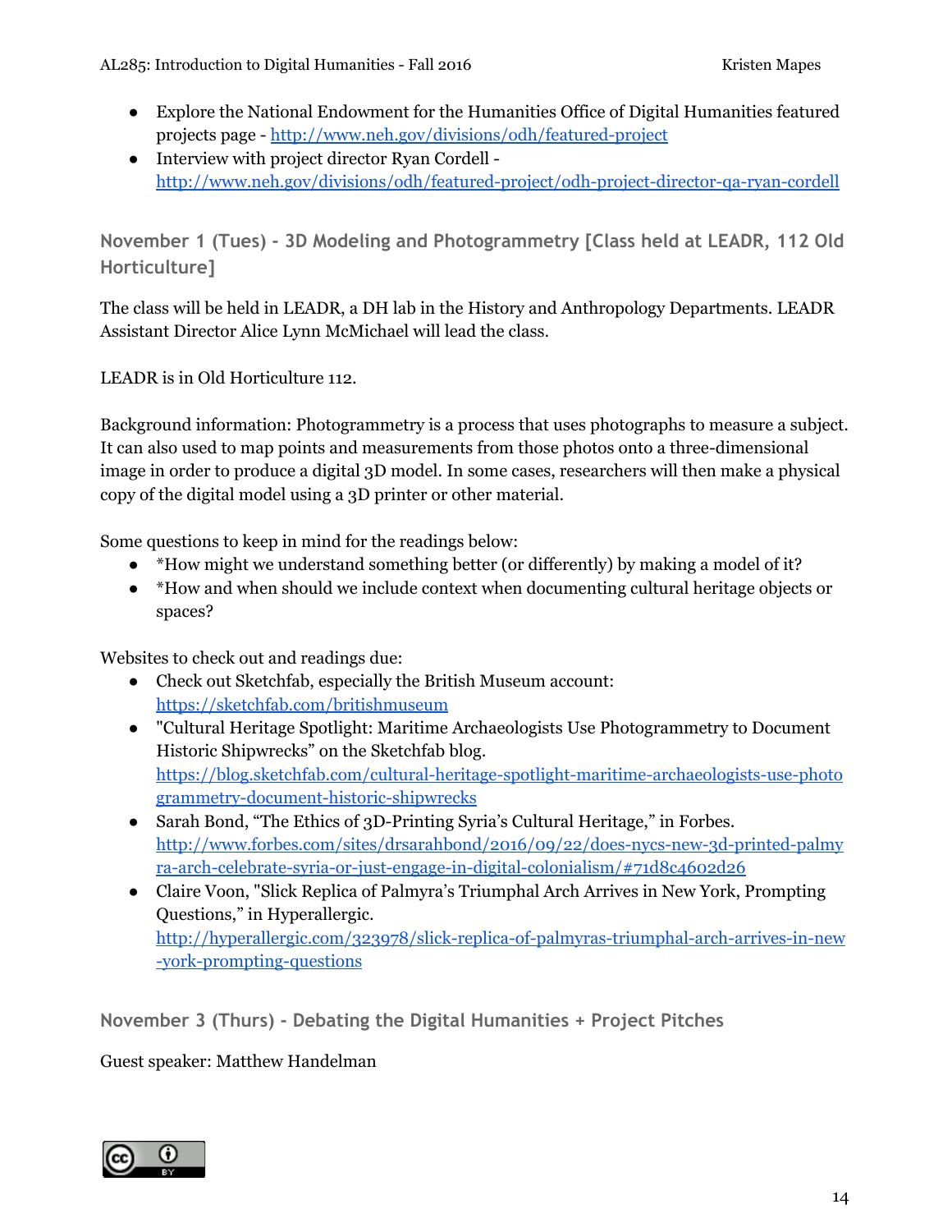- Explore the National Endowment for the Humanities Office of Digital Humanities featured projects page - http://www.neh.gov/divisions/odh/featured-project
- Interview with project director Ryan Cordell - http://www.neh.gov/divisions/odh/featured-project/odh-project-director-qa-ryan-cordell

### November 1 (Tues) - 3D Modeling and Photogrammetry [Class held at LEADR, 112 Old Horticulture]

The class will be held in LEADR, a DH lab in the History and Anthropology Departments. LEADR Assistant Director Alice Lynn McMichael will lead the class.

LEADR is in Old Horticulture 112.

Background information: Photogrammetry is a process that uses photographs to measure a subject. It can also used to map points and measurements from those photos onto a three-dimensional image in order to produce a digital 3D model. In some cases, researchers will then make a physical copy of the digital model using a 3D printer or other material.

Some questions to keep in mind for the readings below:

- *How might we understand something better (or differently) by making a model of it?
- *How and when should we include context when documenting cultural heritage objects or spaces?

Websites to check out and readings due:

- Check out Sketchfab, especially the British Museum account: https://sketchfab.com/britishmuseum
- "Cultural Heritage Spotlight: Maritime Archaeologists Use Photogrammetry to Document Historic Shipwrecks" on the Sketchfab blog. https://blog.sketchfab.com/cultural-heritage-spotlight-maritime-archaeologists-use-photogrammetry-document-historic-shipwrecks
- Sarah Bond, "The Ethics of 3D-Printing Syria's Cultural Heritage," in Forbes. http://www.forbes.com/sites/drsarahbond/2016/09/22/does-nycs-new-3d-printed-palmyra-arch-celebrate-syria-or-just-engage-in-digital-colonialism/#71d8c4602d26
- Claire Voon, "Slick Replica of Palmyra's Triumphal Arch Arrives in New York, Prompting Questions," in Hyperallergic. http://hyperallergic.com/323978/slick-replica-of-palmyras-triumphal-arch-arrives-in-new-york-prompting-questions

### November 3 (Thurs) - Debating the Digital Humanities + Project Pitches

Guest speaker: Matthew Handelman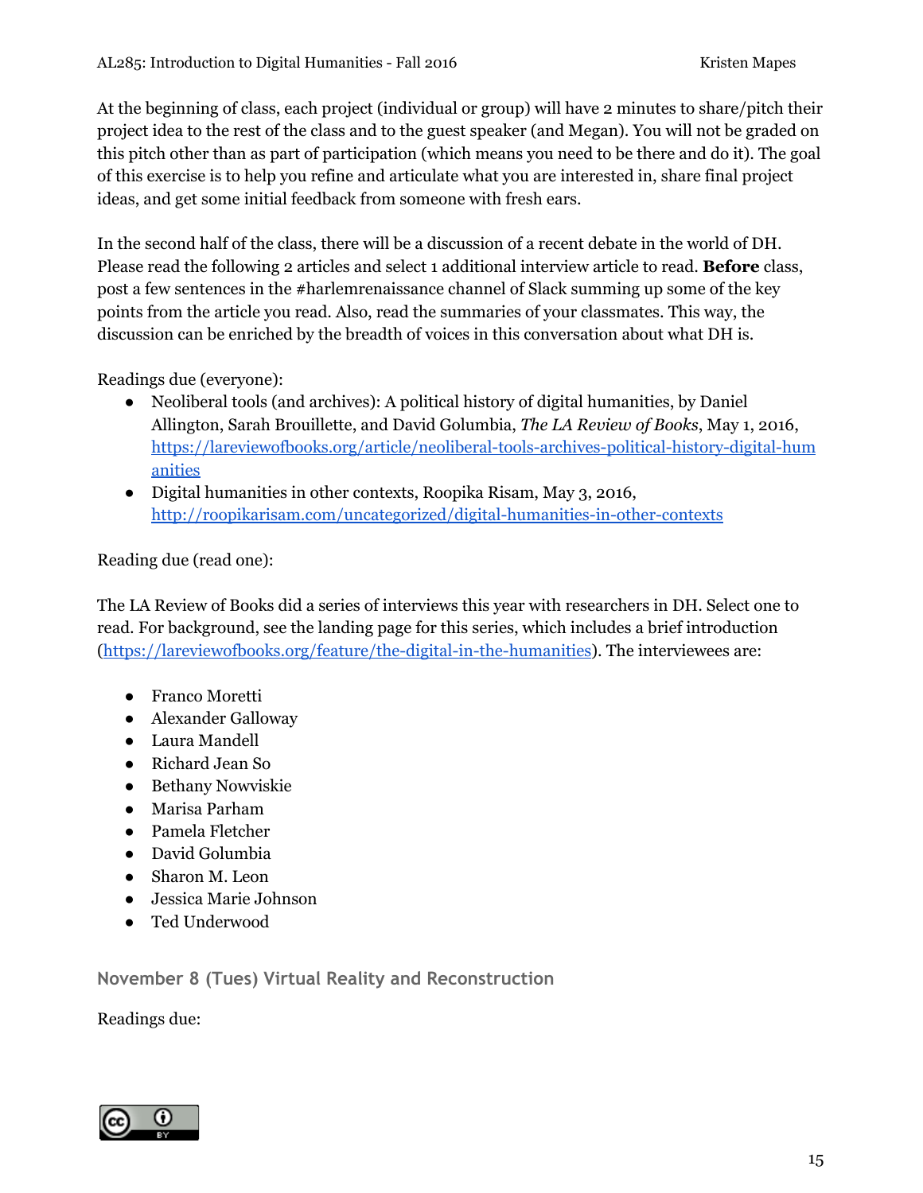At the beginning of class, each project (individual or group) will have 2 minutes to share/pitch their project idea to the rest of the class and to the guest speaker (and Megan). You will not be graded on this pitch other than as part of participation (which means you need to be there and do it). The goal of this exercise is to help you refine and articulate what you are interested in, share final project ideas, and get some initial feedback from someone with fresh ears.

In the second half of the class, there will be a discussion of a recent debate in the world of DH. Please read the following 2 articles and select 1 additional interview article to read. **Before** class, post a few sentences in the #harlemrenaissance channel of Slack summing up some of the key points from the article you read. Also, read the summaries of your classmates. This way, the discussion can be enriched by the breadth of voices in this conversation about what DH is.

Readings due (everyone):

- Neoliberal tools (and archives): A political history of digital humanities, by Daniel Allington, Sarah Brouillette, and David Golumbia, *The LA Review of Books*, May 1, 2016, [https://lareviewofbooks.org/article/neoliberal-tools-archives-political-history-digital-humanities](https://lareviewofbooks.org/article/neoliberal-tools-archives-political-history-digital-humanities)
- Digital humanities in other contexts, Roopika Risam, May 3, 2016, [http://roopikarisam.com/uncategorized/digital-humanities-in-other-contexts](http://roopikarisam.com/uncategorized/digital-humanities-in-other-contexts)

Reading due (read one):

The LA Review of Books did a series of interviews this year with researchers in DH. Select one to read. For background, see the landing page for this series, which includes a brief introduction ([https://lareviewofbooks.org/feature/the-digital-in-the-humanities](https://lareviewofbooks.org/feature/the-digital-in-the-humanities)). The interviewees are:

- Franco Moretti
- Alexander Galloway
- Laura Mandell
- Richard Jean So
- Bethany Nowviskie
- Marisa Parham
- Pamela Fletcher
- David Golumbia
- Sharon M. Leon
- Jessica Marie Johnson
- Ted Underwood

### November 8 (Tues) Virtual Reality and Reconstruction

Readings due: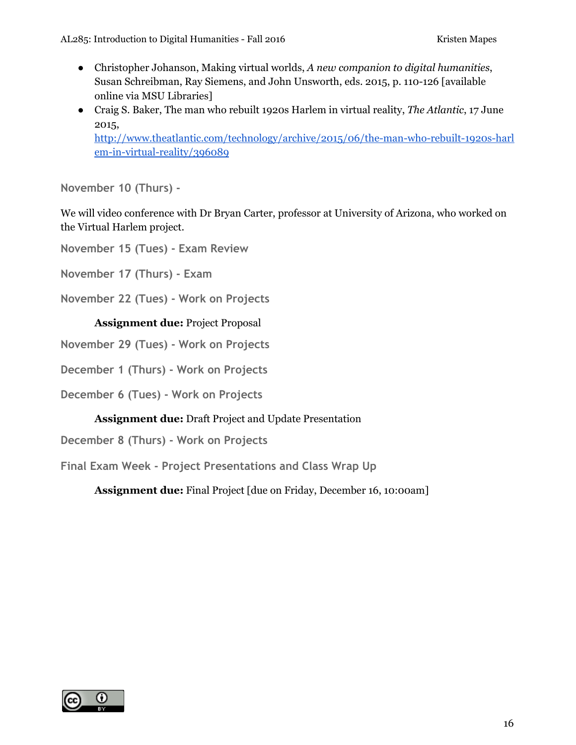- Christopher Johanson, Making virtual worlds, *A new companion to digital humanities*, Susan Schreibman, Ray Siemens, and John Unsworth, eds. 2015, p. 110-126 [available online via MSU Libraries]
- Craig S. Baker, The man who rebuilt 1920s Harlem in virtual reality, *The Atlantic*, 17 June 2015, http://www.theatlantic.com/technology/archive/2015/06/the-man-who-rebuilt-1920s-harlem-in-virtual-reality/396089

### November 10 (Thurs) -

We will video conference with Dr Bryan Carter, professor at University of Arizona, who worked on the Virtual Harlem project.

### November 15 (Tues) - Exam Review

### November 17 (Thurs) - Exam

### November 22 (Tues) - Work on Projects

**Assignment due:** Project Proposal

### November 29 (Tues) - Work on Projects

### December 1 (Thurs) - Work on Projects

### December 6 (Tues) - Work on Projects

**Assignment due:** Draft Project and Update Presentation

### December 8 (Thurs) - Work on Projects

### Final Exam Week - Project Presentations and Class Wrap Up

**Assignment due:** Final Project [due on Friday, December 16, 10:00am]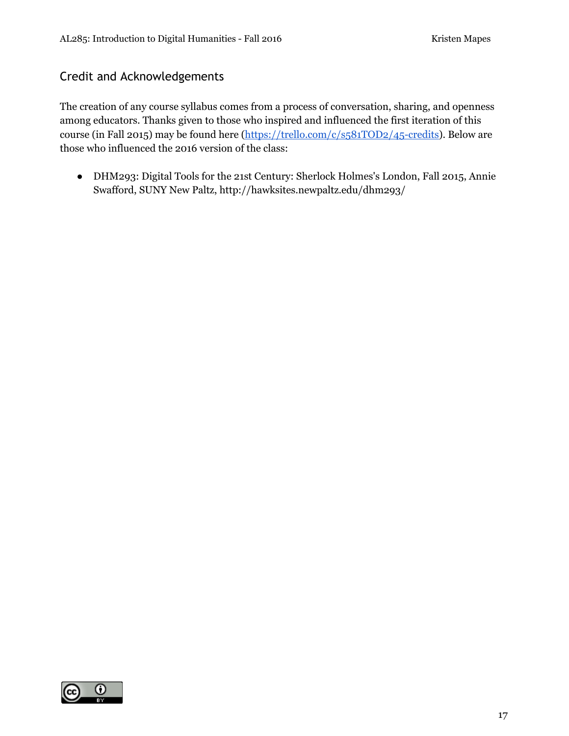## Credit and Acknowledgements

The creation of any course syllabus comes from a process of conversation, sharing, and openness among educators. Thanks given to those who inspired and influenced the first iteration of this course (in Fall 2015) may be found here ([https://trello.com/c/s581TOD2/45-credits](https://trello.com/c/s581TOD2/45-credits)). Below are those who influenced the 2016 version of the class:

- DHM293: Digital Tools for the 21st Century: Sherlock Holmes's London, Fall 2015, Annie Swafford, SUNY New Paltz, http://hawksites.newpaltz.edu/dhm293/